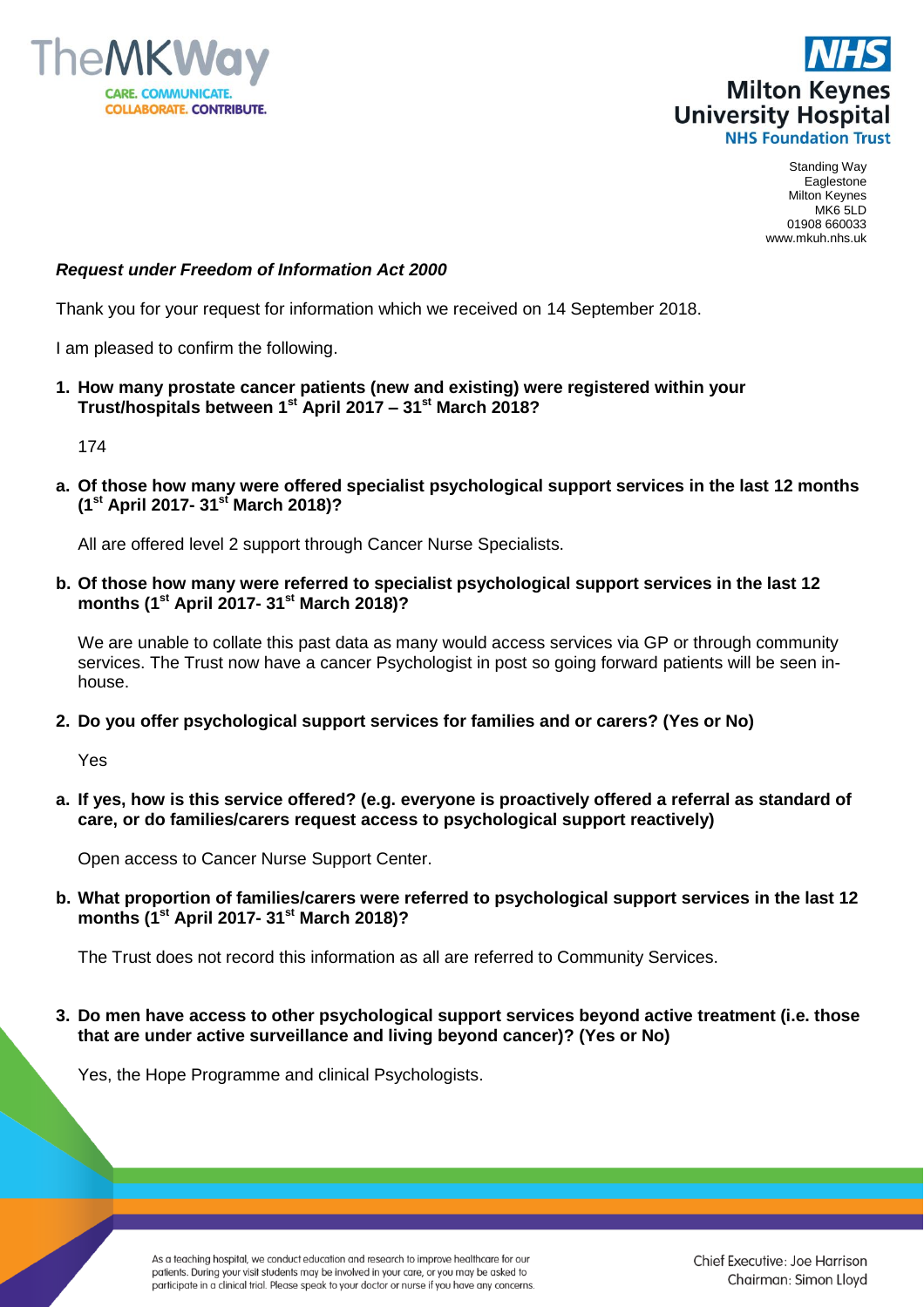Standing Way
Eaglestone
Milton Keynes
MK6 5LD
01908 660033
www.mkuh.nhs.uk

***Request under Freedom of Information Act 2000***

Thank you for your request for information which we received on 14 September 2018.

I am pleased to confirm the following.

**1. How many prostate cancer patients (new and existing) were registered within your Trust/hospitals between 1st April 2017 – 31st March 2018?**

174

**a. Of those how many were offered specialist psychological support services in the last 12 months (1st April 2017- 31st March 2018)?**

All are offered level 2 support through Cancer Nurse Specialists.

**b. Of those how many were referred to specialist psychological support services in the last 12 months (1st April 2017- 31st March 2018)?**

We are unable to collate this past data as many would access services via GP or through community services. The Trust now have a cancer Psychologist in post so going forward patients will be seen in-house.

**2. Do you offer psychological support services for families and or carers? (Yes or No)**

Yes

**a. If yes, how is this service offered? (e.g. everyone is proactively offered a referral as standard of care, or do families/carers request access to psychological support reactively)**

Open access to Cancer Nurse Support Center.

**b. What proportion of families/carers were referred to psychological support services in the last 12 months (1st April 2017- 31st March 2018)?**

The Trust does not record this information as all are referred to Community Services.

**3. Do men have access to other psychological support services beyond active treatment (i.e. those that are under active surveillance and living beyond cancer)? (Yes or No)**

Yes, the Hope Programme and clinical Psychologists.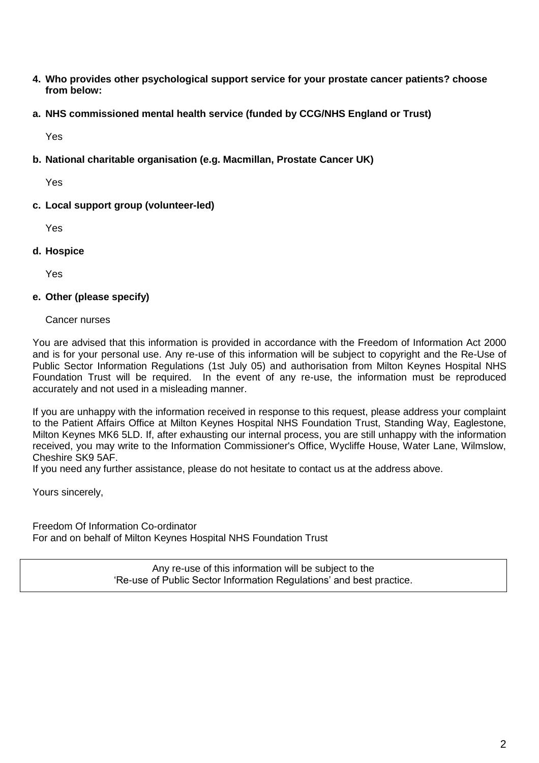**4. Who provides other psychological support service for your prostate cancer patients? choose from below:**

**a. NHS commissioned mental health service (funded by CCG/NHS England or Trust)**

Yes

**b. National charitable organisation (e.g. Macmillan, Prostate Cancer UK)**

Yes

**c. Local support group (volunteer-led)**

Yes

**d. Hospice**

Yes

**e. Other (please specify)**

Cancer nurses

You are advised that this information is provided in accordance with the Freedom of Information Act 2000 and is for your personal use. Any re-use of this information will be subject to copyright and the Re-Use of Public Sector Information Regulations (1st July 05) and authorisation from Milton Keynes Hospital NHS Foundation Trust will be required. In the event of any re-use, the information must be reproduced accurately and not used in a misleading manner.

If you are unhappy with the information received in response to this request, please address your complaint to the Patient Affairs Office at Milton Keynes Hospital NHS Foundation Trust, Standing Way, Eaglestone, Milton Keynes MK6 5LD. If, after exhausting our internal process, you are still unhappy with the information received, you may write to the Information Commissioner's Office, Wycliffe House, Water Lane, Wilmslow, Cheshire SK9 5AF.
If you need any further assistance, please do not hesitate to contact us at the address above.

Yours sincerely,

Freedom Of Information Co-ordinator
For and on behalf of Milton Keynes Hospital NHS Foundation Trust

Any re-use of this information will be subject to the
'Re-use of Public Sector Information Regulations' and best practice.